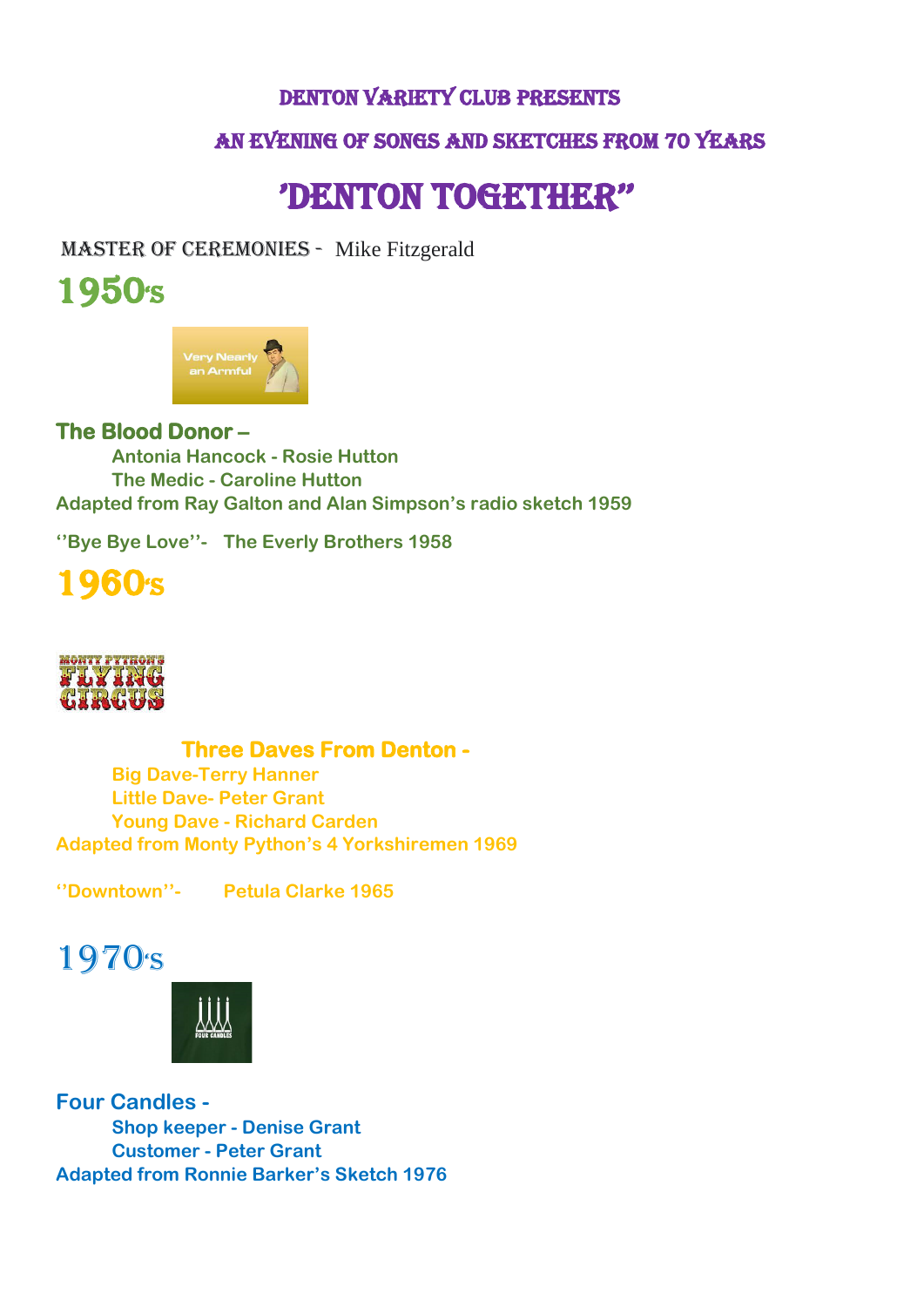# DENTON VARIETY CLUB PRESENTS

## AN EVENING OF SONGS AND SKETCHES FROM 70 YEARS

# 'DENTON TOGETHER"

MASTER OF CEREMONIES - Mike Fitzgerald

## 1950's

**The Blood Donor –**

**Antonia Hancock - Rosie Hutton**
**The Medic - Caroline Hutton**

**Adapted from Ray Galton and Alan Simpson's radio sketch 1959**

**''Bye Bye Love''- The Everly Brothers 1958**

## 1960's

**Three Daves From Denton -**

**Big Dave-Terry Hanner**
**Little Dave- Peter Grant**
**Young Dave - Richard Carden**

**Adapted from Monty Python's 4 Yorkshiremen 1969**

**''Downtown''- Petula Clarke 1965**

## 1970's

**Four Candles -**

**Shop keeper - Denise Grant**
**Customer - Peter Grant**

**Adapted from Ronnie Barker's Sketch 1976**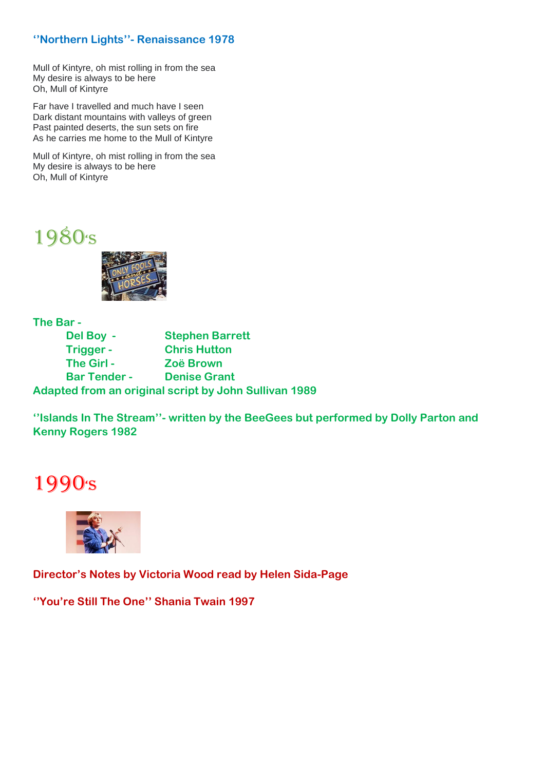**''Northern Lights''- Renaissance 1978**

Mull of Kintyre, oh mist rolling in from the sea
My desire is always to be here
Oh, Mull of Kintyre

Far have I travelled and much have I seen
Dark distant mountains with valleys of green
Past painted deserts, the sun sets on fire
As he carries me home to the Mull of Kintyre

Mull of Kintyre, oh mist rolling in from the sea
My desire is always to be here
Oh, Mull of Kintyre

# 1980's

**The Bar -**

| | |
|---|---|
| **Del Boy -** | **Stephen Barrett** |
| **Trigger -** | **Chris Hutton** |
| **The Girl -** | **Zoë Brown** |
| **Bar Tender -** | **Denise Grant** |

**Adapted from an original script by John Sullivan 1989**

**''Islands In The Stream''- written by the BeeGees but performed by Dolly Parton and Kenny Rogers 1982**

# 1990's

**Director's Notes by Victoria Wood read by Helen Sida-Page**

**''You're Still The One'' Shania Twain 1997**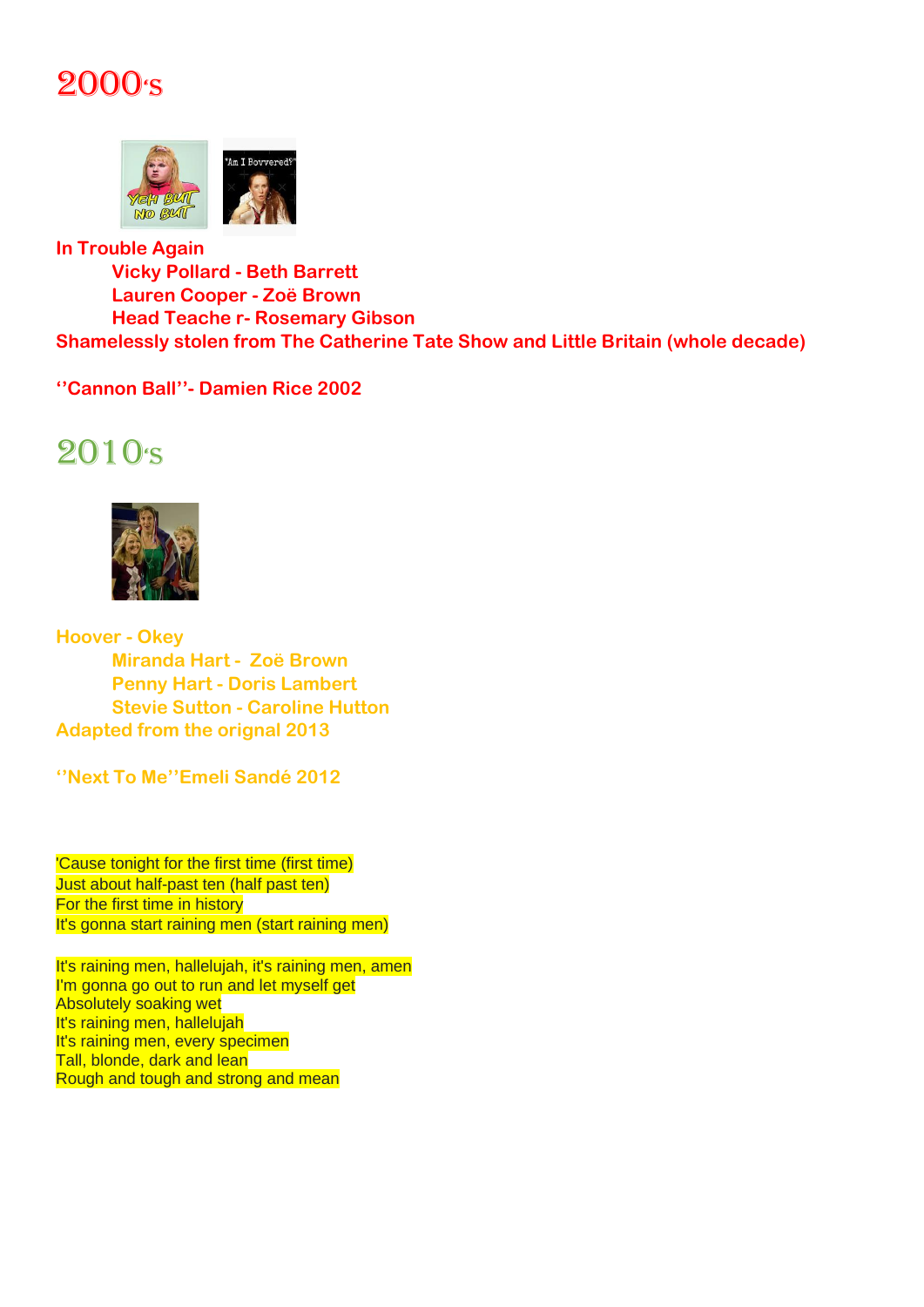# 2000's

**In Trouble Again**

**Vicky Pollard - Beth Barrett**
**Lauren Cooper - Zoë Brown**
**Head Teache r- Rosemary Gibson**

**Shamelessly stolen from The Catherine Tate Show and Little Britain (whole decade)**

**''Cannon Ball''- Damien Rice 2002**

# 2010's

**Hoover - Okey**

**Miranda Hart - Zoë Brown**
**Penny Hart - Doris Lambert**
**Stevie Sutton - Caroline Hutton**

**Adapted from the orignal 2013**

**''Next To Me''Emeli Sandé 2012**

'Cause tonight for the first time (first time)
Just about half-past ten (half past ten)
For the first time in history
It's gonna start raining men (start raining men)

It's raining men, hallelujah, it's raining men, amen
I'm gonna go out to run and let myself get
Absolutely soaking wet
It's raining men, hallelujah
It's raining men, every specimen
Tall, blonde, dark and lean
Rough and tough and strong and mean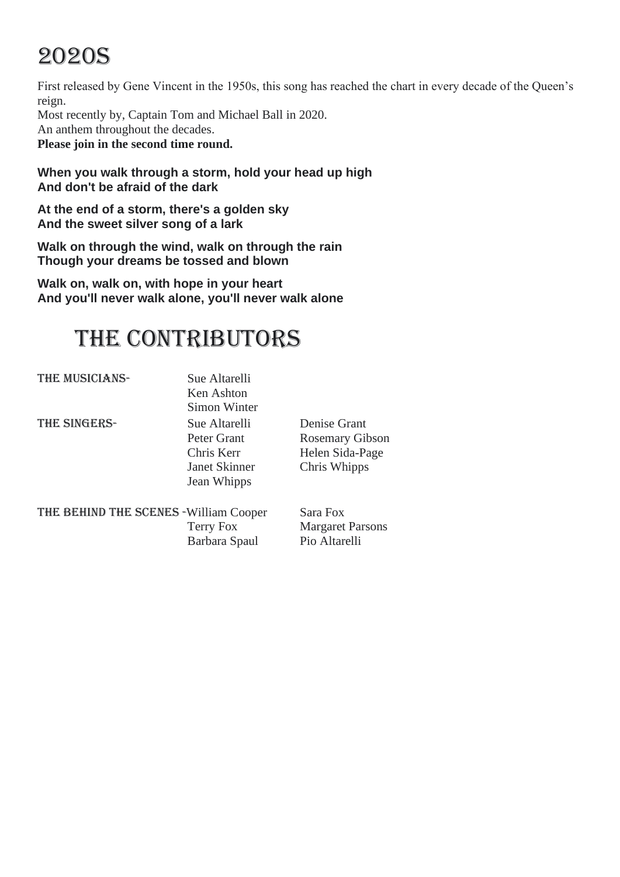# 2020s

First released by Gene Vincent in the 1950s, this song has reached the chart in every decade of the Queen's reign.
Most recently by, Captain Tom and Michael Ball in 2020.
An anthem throughout the decades.
**Please join in the second time round.**

**When you walk through a storm, hold your head up high**
**And don't be afraid of the dark**

**At the end of a storm, there's a golden sky**
**And the sweet silver song of a lark**

**Walk on through the wind, walk on through the rain**
**Though your dreams be tossed and blown**

**Walk on, walk on, with hope in your heart**
**And you'll never walk alone, you'll never walk alone**

# The Contributors

| | | |
|---|---|---|
| THE MUSICIANS- | Sue Altarelli | |
| | Ken Ashton | |
| | Simon Winter | |
| THE SINGERS- | Sue Altarelli | Denise Grant |
| | Peter Grant | Rosemary Gibson |
| | Chris Kerr | Helen Sida-Page |
| | Janet Skinner | Chris Whipps |
| | Jean Whipps | |
| THE BEHIND THE SCENES - | William Cooper | Sara Fox |
| | Terry Fox | Margaret Parsons |
| | Barbara Spaul | Pio Altarelli |